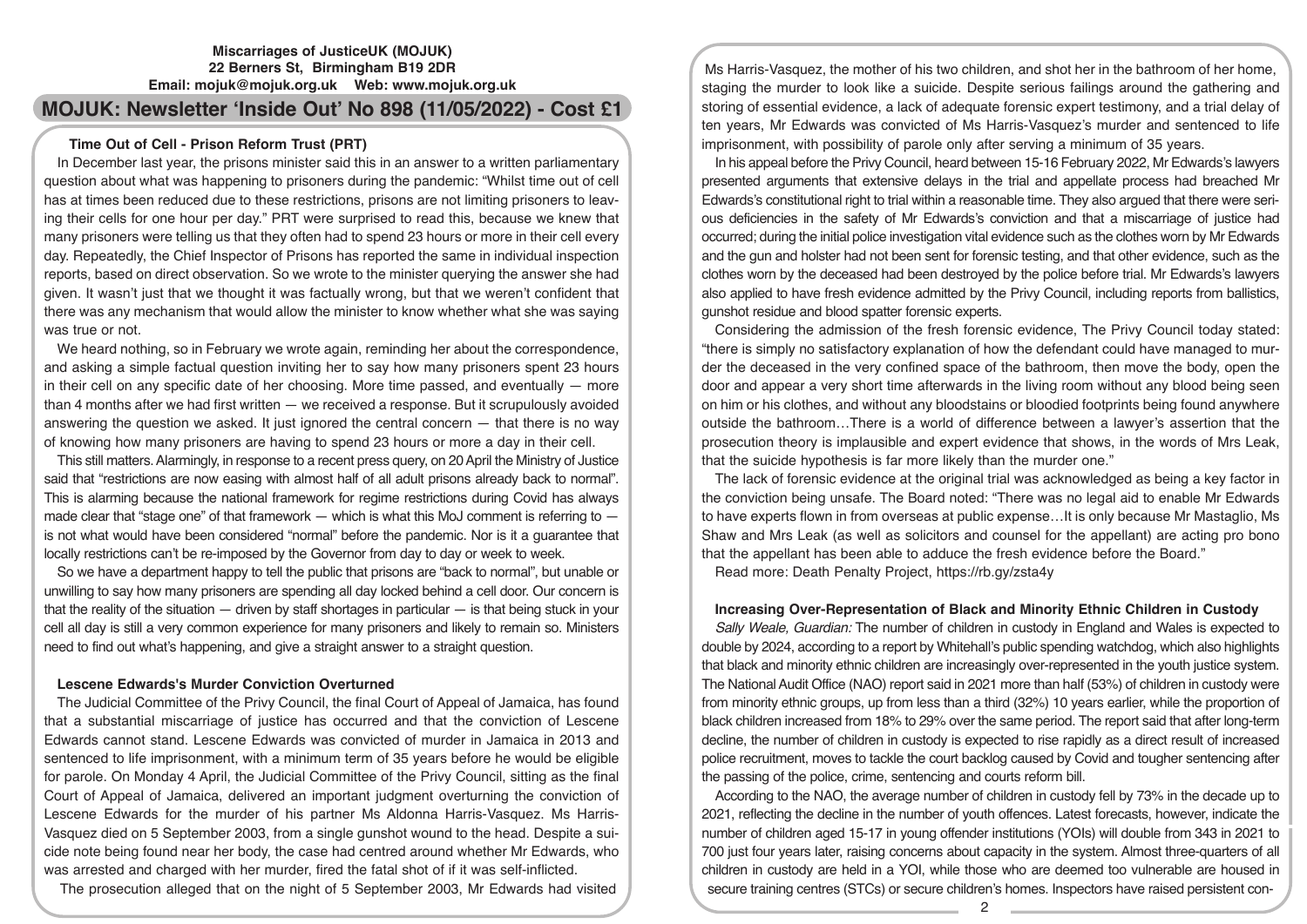**Miscarriages of JusticeUK (MOJUK)**
**22 Berners St, Birmingham B19 2DR**
**Email: mojuk@mojuk.org.uk Web: www.mojuk.org.uk**

# MOJUK: Newsletter 'Inside Out' No 898 (11/05/2022) - Cost £1

## Time Out of Cell - Prison Reform Trust (PRT)

In December last year, the prisons minister said this in an answer to a written parliamentary question about what was happening to prisoners during the pandemic: "Whilst time out of cell has at times been reduced due to these restrictions, prisons are not limiting prisoners to leaving their cells for one hour per day." PRT were surprised to read this, because we knew that many prisoners were telling us that they often had to spend 23 hours or more in their cell every day. Repeatedly, the Chief Inspector of Prisons has reported the same in individual inspection reports, based on direct observation. So we wrote to the minister querying the answer she had given. It wasn't just that we thought it was factually wrong, but that we weren't confident that there was any mechanism that would allow the minister to know whether what she was saying was true or not.

We heard nothing, so in February we wrote again, reminding her about the correspondence, and asking a simple factual question inviting her to say how many prisoners spent 23 hours in their cell on any specific date of her choosing. More time passed, and eventually — more than 4 months after we had first written — we received a response. But it scrupulously avoided answering the question we asked. It just ignored the central concern — that there is no way of knowing how many prisoners are having to spend 23 hours or more a day in their cell.

This still matters. Alarmingly, in response to a recent press query, on 20 April the Ministry of Justice said that "restrictions are now easing with almost half of all adult prisons already back to normal". This is alarming because the national framework for regime restrictions during Covid has always made clear that "stage one" of that framework — which is what this MoJ comment is referring to — is not what would have been considered "normal" before the pandemic. Nor is it a guarantee that locally restrictions can't be re-imposed by the Governor from day to day or week to week.

So we have a department happy to tell the public that prisons are "back to normal", but unable or unwilling to say how many prisoners are spending all day locked behind a cell door. Our concern is that the reality of the situation — driven by staff shortages in particular — is that being stuck in your cell all day is still a very common experience for many prisoners and likely to remain so. Ministers need to find out what's happening, and give a straight answer to a straight question.

## Lescene Edwards's Murder Conviction Overturned

The Judicial Committee of the Privy Council, the final Court of Appeal of Jamaica, has found that a substantial miscarriage of justice has occurred and that the conviction of Lescene Edwards cannot stand. Lescene Edwards was convicted of murder in Jamaica in 2013 and sentenced to life imprisonment, with a minimum term of 35 years before he would be eligible for parole. On Monday 4 April, the Judicial Committee of the Privy Council, sitting as the final Court of Appeal of Jamaica, delivered an important judgment overturning the conviction of Lescene Edwards for the murder of his partner Ms Aldonna Harris-Vasquez. Ms Harris-Vasquez died on 5 September 2003, from a single gunshot wound to the head. Despite a suicide note being found near her body, the case had centred around whether Mr Edwards, who was arrested and charged with her murder, fired the fatal shot of if it was self-inflicted.

The prosecution alleged that on the night of 5 September 2003, Mr Edwards had visited Ms Harris-Vasquez, the mother of his two children, and shot her in the bathroom of her home, staging the murder to look like a suicide. Despite serious failings around the gathering and storing of essential evidence, a lack of adequate forensic expert testimony, and a trial delay of ten years, Mr Edwards was convicted of Ms Harris-Vasquez's murder and sentenced to life imprisonment, with possibility of parole only after serving a minimum of 35 years.

In his appeal before the Privy Council, heard between 15-16 February 2022, Mr Edwards's lawyers presented arguments that extensive delays in the trial and appellate process had breached Mr Edwards's constitutional right to trial within a reasonable time. They also argued that there were serious deficiencies in the safety of Mr Edwards's conviction and that a miscarriage of justice had occurred; during the initial police investigation vital evidence such as the clothes worn by Mr Edwards and the gun and holster had not been sent for forensic testing, and that other evidence, such as the clothes worn by the deceased had been destroyed by the police before trial. Mr Edwards's lawyers also applied to have fresh evidence admitted by the Privy Council, including reports from ballistics, gunshot residue and blood spatter forensic experts.

Considering the admission of the fresh forensic evidence, The Privy Council today stated: "there is simply no satisfactory explanation of how the defendant could have managed to murder the deceased in the very confined space of the bathroom, then move the body, open the door and appear a very short time afterwards in the living room without any blood being seen on him or his clothes, and without any bloodstains or bloodied footprints being found anywhere outside the bathroom…There is a world of difference between a lawyer's assertion that the prosecution theory is implausible and expert evidence that shows, in the words of Mrs Leak, that the suicide hypothesis is far more likely than the murder one."

The lack of forensic evidence at the original trial was acknowledged as being a key factor in the conviction being unsafe. The Board noted: "There was no legal aid to enable Mr Edwards to have experts flown in from overseas at public expense…It is only because Mr Mastaglio, Ms Shaw and Mrs Leak (as well as solicitors and counsel for the appellant) are acting pro bono that the appellant has been able to adduce the fresh evidence before the Board."

Read more: Death Penalty Project, https://rb.gy/zsta4y

## Increasing Over-Representation of Black and Minority Ethnic Children in Custody

*Sally Weale, Guardian:* The number of children in custody in England and Wales is expected to double by 2024, according to a report by Whitehall's public spending watchdog, which also highlights that black and minority ethnic children are increasingly over-represented in the youth justice system. The National Audit Office (NAO) report said in 2021 more than half (53%) of children in custody were from minority ethnic groups, up from less than a third (32%) 10 years earlier, while the proportion of black children increased from 18% to 29% over the same period. The report said that after long-term decline, the number of children in custody is expected to rise rapidly as a direct result of increased police recruitment, moves to tackle the court backlog caused by Covid and tougher sentencing after the passing of the police, crime, sentencing and courts reform bill.

According to the NAO, the average number of children in custody fell by 73% in the decade up to 2021, reflecting the decline in the number of youth offences. Latest forecasts, however, indicate the number of children aged 15-17 in young offender institutions (YOIs) will double from 343 in 2021 to 700 just four years later, raising concerns about capacity in the system. Almost three-quarters of all children in custody are held in a YOI, while those who are deemed too vulnerable are housed in secure training centres (STCs) or secure children's homes. Inspectors have raised persistent con-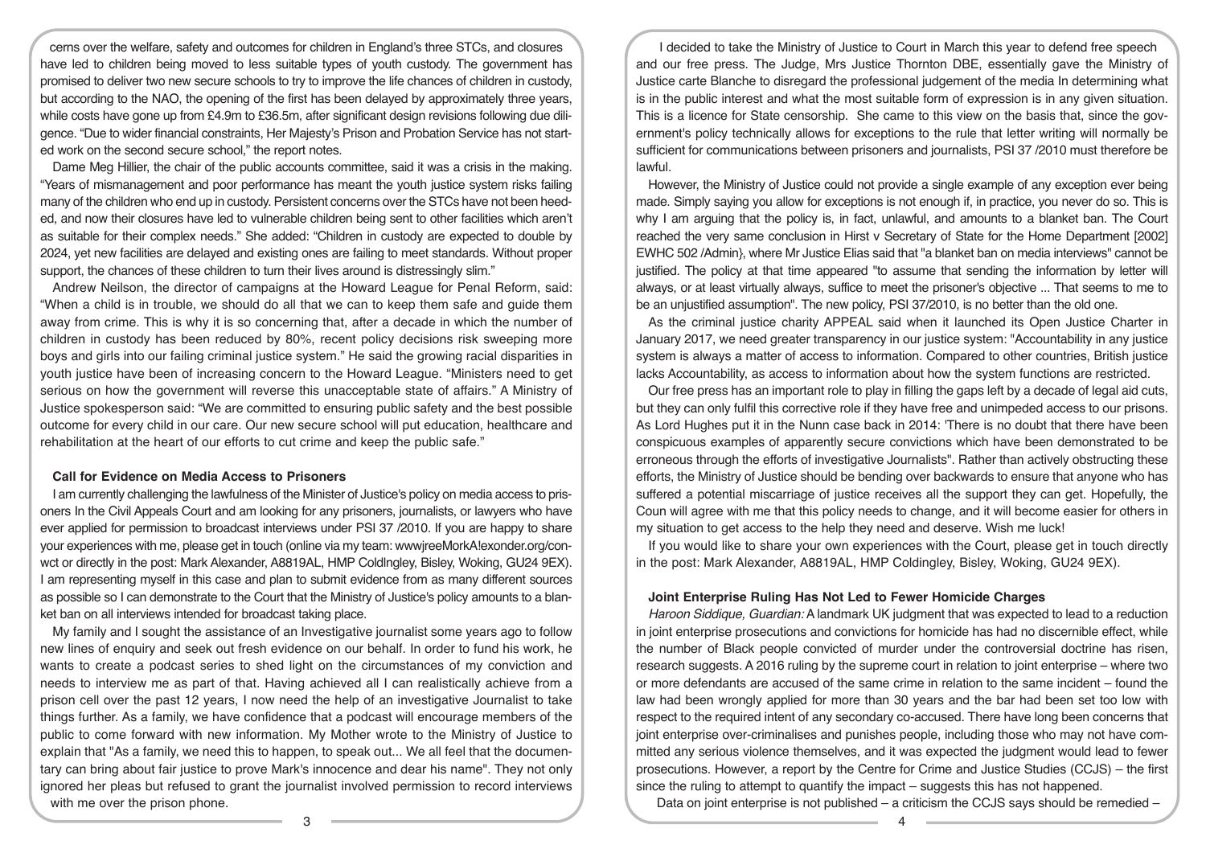cerns over the welfare, safety and outcomes for children in England's three STCs, and closures have led to children being moved to less suitable types of youth custody. The government has promised to deliver two new secure schools to try to improve the life chances of children in custody, but according to the NAO, the opening of the first has been delayed by approximately three years, while costs have gone up from £4.9m to £36.5m, after significant design revisions following due diligence. "Due to wider financial constraints, Her Majesty's Prison and Probation Service has not started work on the second secure school," the report notes.

Dame Meg Hillier, the chair of the public accounts committee, said it was a crisis in the making. "Years of mismanagement and poor performance has meant the youth justice system risks failing many of the children who end up in custody. Persistent concerns over the STCs have not been heeded, and now their closures have led to vulnerable children being sent to other facilities which aren't as suitable for their complex needs." She added: "Children in custody are expected to double by 2024, yet new facilities are delayed and existing ones are failing to meet standards. Without proper support, the chances of these children to turn their lives around is distressingly slim."

Andrew Neilson, the director of campaigns at the Howard League for Penal Reform, said: "When a child is in trouble, we should do all that we can to keep them safe and guide them away from crime. This is why it is so concerning that, after a decade in which the number of children in custody has been reduced by 80%, recent policy decisions risk sweeping more boys and girls into our failing criminal justice system." He said the growing racial disparities in youth justice have been of increasing concern to the Howard League. "Ministers need to get serious on how the government will reverse this unacceptable state of affairs." A Ministry of Justice spokesperson said: "We are committed to ensuring public safety and the best possible outcome for every child in our care. Our new secure school will put education, healthcare and rehabilitation at the heart of our efforts to cut crime and keep the public safe."

### Call for Evidence on Media Access to Prisoners

I am currently challenging the lawfulness of the Minister of Justice's policy on media access to prisoners In the Civil Appeals Court and am looking for any prisoners, journalists, or lawyers who have ever applied for permission to broadcast interviews under PSI 37 /2010. If you are happy to share your experiences with me, please get in touch (online via my team: wwwjreeMorkA!exonder.org/conwct or directly in the post: Mark Alexander, A8819AL, HMP Coldlngley, Bisley, Woking, GU24 9EX). I am representing myself in this case and plan to submit evidence from as many different sources as possible so I can demonstrate to the Court that the Ministry of Justice's policy amounts to a blanket ban on all interviews intended for broadcast taking place.

My family and I sought the assistance of an Investigative journalist some years ago to follow new lines of enquiry and seek out fresh evidence on our behalf. In order to fund his work, he wants to create a podcast series to shed light on the circumstances of my conviction and needs to interview me as part of that. Having achieved all I can realistically achieve from a prison cell over the past 12 years, I now need the help of an investigative Journalist to take things further. As a family, we have confidence that a podcast will encourage members of the public to come forward with new information. My Mother wrote to the Ministry of Justice to explain that "As a family, we need this to happen, to speak out... We all feel that the documentary can bring about fair justice to prove Mark's innocence and dear his name". They not only ignored her pleas but refused to grant the journalist involved permission to record interviews with me over the prison phone.

I decided to take the Ministry of Justice to Court in March this year to defend free speech and our free press. The Judge, Mrs Justice Thornton DBE, essentially gave the Ministry of Justice carte Blanche to disregard the professional judgement of the media In determining what is in the public interest and what the most suitable form of expression is in any given situation. This is a licence for State censorship. She came to this view on the basis that, since the government's policy technically allows for exceptions to the rule that letter writing will normally be sufficient for communications between prisoners and journalists, PSI 37 /2010 must therefore be lawful.

However, the Ministry of Justice could not provide a single example of any exception ever being made. Simply saying you allow for exceptions is not enough if, in practice, you never do so. This is why I am arguing that the policy is, in fact, unlawful, and amounts to a blanket ban. The Court reached the very same conclusion in Hirst v Secretary of State for the Home Department [2002] EWHC 502 /Admin}, where Mr Justice Elias said that "a blanket ban on media interviews" cannot be justified. The policy at that time appeared "to assume that sending the information by letter will always, or at least virtually always, suffice to meet the prisoner's objective ... That seems to me to be an unjustified assumption". The new policy, PSI 37/2010, is no better than the old one.

As the criminal justice charity APPEAL said when it launched its Open Justice Charter in January 2017, we need greater transparency in our justice system: "Accountability in any justice system is always a matter of access to information. Compared to other countries, British justice lacks Accountability, as access to information about how the system functions are restricted.

Our free press has an important role to play in filling the gaps left by a decade of legal aid cuts, but they can only fulfil this corrective role if they have free and unimpeded access to our prisons. As Lord Hughes put it in the Nunn case back in 2014: 'There is no doubt that there have been conspicuous examples of apparently secure convictions which have been demonstrated to be erroneous through the efforts of investigative Journalists". Rather than actively obstructing these efforts, the Ministry of Justice should be bending over backwards to ensure that anyone who has suffered a potential miscarriage of justice receives all the support they can get. Hopefully, the Coun will agree with me that this policy needs to change, and it will become easier for others in my situation to get access to the help they need and deserve. Wish me luck!

If you would like to share your own experiences with the Court, please get in touch directly in the post: Mark Alexander, A8819AL, HMP Coldingley, Bisley, Woking, GU24 9EX).

### Joint Enterprise Ruling Has Not Led to Fewer Homicide Charges

*Haroon Siddique, Guardian:* A landmark UK judgment that was expected to lead to a reduction in joint enterprise prosecutions and convictions for homicide has had no discernible effect, while the number of Black people convicted of murder under the controversial doctrine has risen, research suggests. A 2016 ruling by the supreme court in relation to joint enterprise – where two or more defendants are accused of the same crime in relation to the same incident – found the law had been wrongly applied for more than 30 years and the bar had been set too low with respect to the required intent of any secondary co-accused. There have long been concerns that joint enterprise over-criminalises and punishes people, including those who may not have committed any serious violence themselves, and it was expected the judgment would lead to fewer prosecutions. However, a report by the Centre for Crime and Justice Studies (CCJS) – the first since the ruling to attempt to quantify the impact – suggests this has not happened.

Data on joint enterprise is not published – a criticism the CCJS says should be remedied –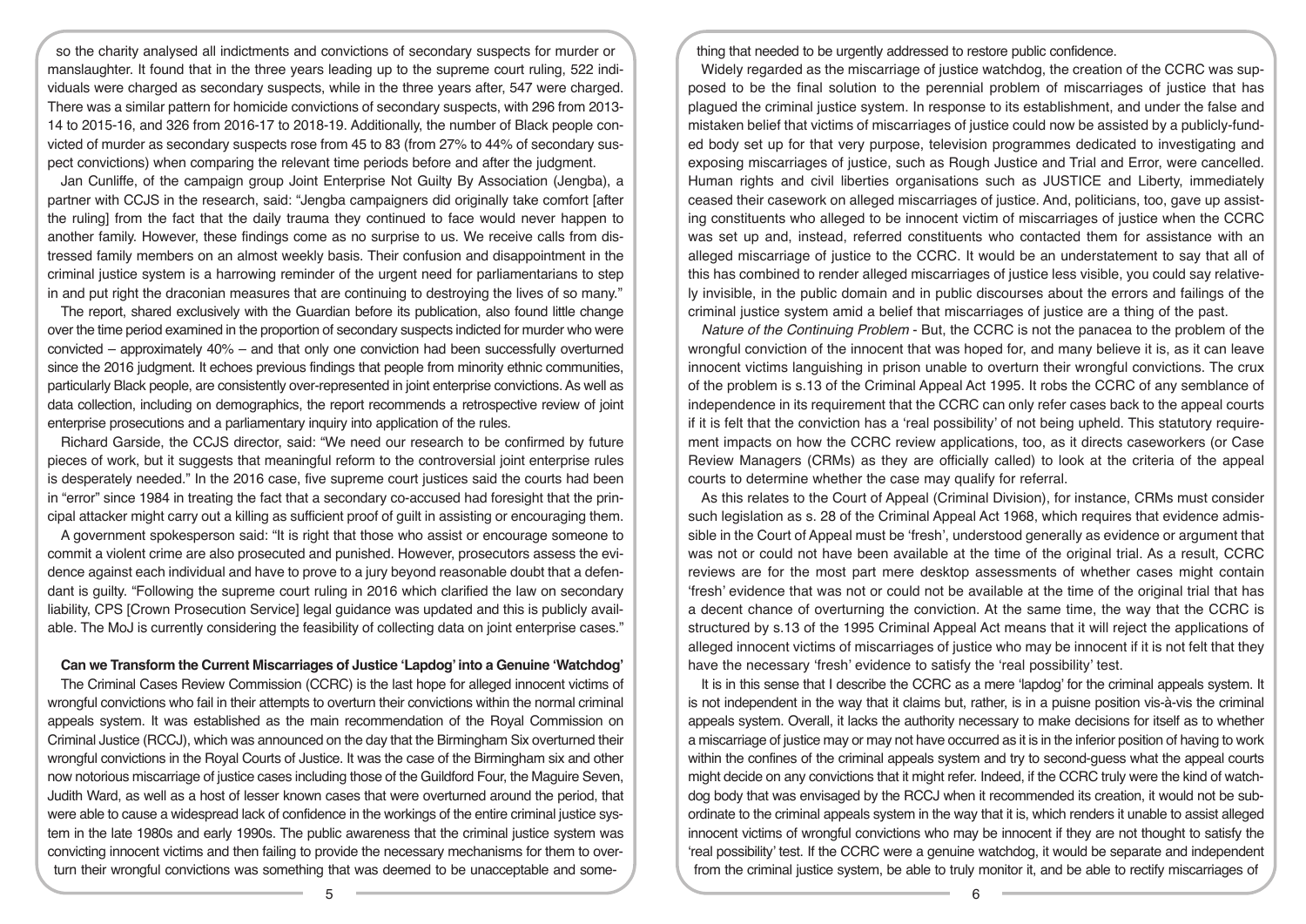so the charity analysed all indictments and convictions of secondary suspects for murder or manslaughter. It found that in the three years leading up to the supreme court ruling, 522 individuals were charged as secondary suspects, while in the three years after, 547 were charged. There was a similar pattern for homicide convictions of secondary suspects, with 296 from 2013-14 to 2015-16, and 326 from 2016-17 to 2018-19. Additionally, the number of Black people convicted of murder as secondary suspects rose from 45 to 83 (from 27% to 44% of secondary suspect convictions) when comparing the relevant time periods before and after the judgment.

Jan Cunliffe, of the campaign group Joint Enterprise Not Guilty By Association (Jengba), a partner with CCJS in the research, said: "Jengba campaigners did originally take comfort [after the ruling] from the fact that the daily trauma they continued to face would never happen to another family. However, these findings come as no surprise to us. We receive calls from distressed family members on an almost weekly basis. Their confusion and disappointment in the criminal justice system is a harrowing reminder of the urgent need for parliamentarians to step in and put right the draconian measures that are continuing to destroying the lives of so many."

The report, shared exclusively with the Guardian before its publication, also found little change over the time period examined in the proportion of secondary suspects indicted for murder who were convicted – approximately 40% – and that only one conviction had been successfully overturned since the 2016 judgment. It echoes previous findings that people from minority ethnic communities, particularly Black people, are consistently over-represented in joint enterprise convictions. As well as data collection, including on demographics, the report recommends a retrospective review of joint enterprise prosecutions and a parliamentary inquiry into application of the rules.

Richard Garside, the CCJS director, said: "We need our research to be confirmed by future pieces of work, but it suggests that meaningful reform to the controversial joint enterprise rules is desperately needed." In the 2016 case, five supreme court justices said the courts had been in "error" since 1984 in treating the fact that a secondary co-accused had foresight that the principal attacker might carry out a killing as sufficient proof of guilt in assisting or encouraging them.

A government spokesperson said: "It is right that those who assist or encourage someone to commit a violent crime are also prosecuted and punished. However, prosecutors assess the evidence against each individual and have to prove to a jury beyond reasonable doubt that a defendant is guilty. "Following the supreme court ruling in 2016 which clarified the law on secondary liability, CPS [Crown Prosecution Service] legal guidance was updated and this is publicly available. The MoJ is currently considering the feasibility of collecting data on joint enterprise cases."

**Can we Transform the Current Miscarriages of Justice 'Lapdog' into a Genuine 'Watchdog'**

The Criminal Cases Review Commission (CCRC) is the last hope for alleged innocent victims of wrongful convictions who fail in their attempts to overturn their convictions within the normal criminal appeals system. It was established as the main recommendation of the Royal Commission on Criminal Justice (RCCJ), which was announced on the day that the Birmingham Six overturned their wrongful convictions in the Royal Courts of Justice. It was the case of the Birmingham six and other now notorious miscarriage of justice cases including those of the Guildford Four, the Maguire Seven, Judith Ward, as well as a host of lesser known cases that were overturned around the period, that were able to cause a widespread lack of confidence in the workings of the entire criminal justice system in the late 1980s and early 1990s. The public awareness that the criminal justice system was convicting innocent victims and then failing to provide the necessary mechanisms for them to overturn their wrongful convictions was something that was deemed to be unacceptable and something that needed to be urgently addressed to restore public confidence.

Widely regarded as the miscarriage of justice watchdog, the creation of the CCRC was supposed to be the final solution to the perennial problem of miscarriages of justice that has plagued the criminal justice system. In response to its establishment, and under the false and mistaken belief that victims of miscarriages of justice could now be assisted by a publicly-funded body set up for that very purpose, television programmes dedicated to investigating and exposing miscarriages of justice, such as Rough Justice and Trial and Error, were cancelled. Human rights and civil liberties organisations such as JUSTICE and Liberty, immediately ceased their casework on alleged miscarriages of justice. And, politicians, too, gave up assisting constituents who alleged to be innocent victim of miscarriages of justice when the CCRC was set up and, instead, referred constituents who contacted them for assistance with an alleged miscarriage of justice to the CCRC. It would be an understatement to say that all of this has combined to render alleged miscarriages of justice less visible, you could say relatively invisible, in the public domain and in public discourses about the errors and failings of the criminal justice system amid a belief that miscarriages of justice are a thing of the past.

*Nature of the Continuing Problem* - But, the CCRC is not the panacea to the problem of the wrongful conviction of the innocent that was hoped for, and many believe it is, as it can leave innocent victims languishing in prison unable to overturn their wrongful convictions. The crux of the problem is s.13 of the Criminal Appeal Act 1995. It robs the CCRC of any semblance of independence in its requirement that the CCRC can only refer cases back to the appeal courts if it is felt that the conviction has a 'real possibility' of not being upheld. This statutory requirement impacts on how the CCRC review applications, too, as it directs caseworkers (or Case Review Managers (CRMs) as they are officially called) to look at the criteria of the appeal courts to determine whether the case may qualify for referral.

As this relates to the Court of Appeal (Criminal Division), for instance, CRMs must consider such legislation as s. 28 of the Criminal Appeal Act 1968, which requires that evidence admissible in the Court of Appeal must be 'fresh', understood generally as evidence or argument that was not or could not have been available at the time of the original trial. As a result, CCRC reviews are for the most part mere desktop assessments of whether cases might contain 'fresh' evidence that was not or could not be available at the time of the original trial that has a decent chance of overturning the conviction. At the same time, the way that the CCRC is structured by s.13 of the 1995 Criminal Appeal Act means that it will reject the applications of alleged innocent victims of miscarriages of justice who may be innocent if it is not felt that they have the necessary 'fresh' evidence to satisfy the 'real possibility' test.

It is in this sense that I describe the CCRC as a mere 'lapdog' for the criminal appeals system. It is not independent in the way that it claims but, rather, is in a puisne position vis-à-vis the criminal appeals system. Overall, it lacks the authority necessary to make decisions for itself as to whether a miscarriage of justice may or may not have occurred as it is in the inferior position of having to work within the confines of the criminal appeals system and try to second-guess what the appeal courts might decide on any convictions that it might refer. Indeed, if the CCRC truly were the kind of watchdog body that was envisaged by the RCCJ when it recommended its creation, it would not be subordinate to the criminal appeals system in the way that it is, which renders it unable to assist alleged innocent victims of wrongful convictions who may be innocent if they are not thought to satisfy the 'real possibility' test. If the CCRC were a genuine watchdog, it would be separate and independent from the criminal justice system, be able to truly monitor it, and be able to rectify miscarriages of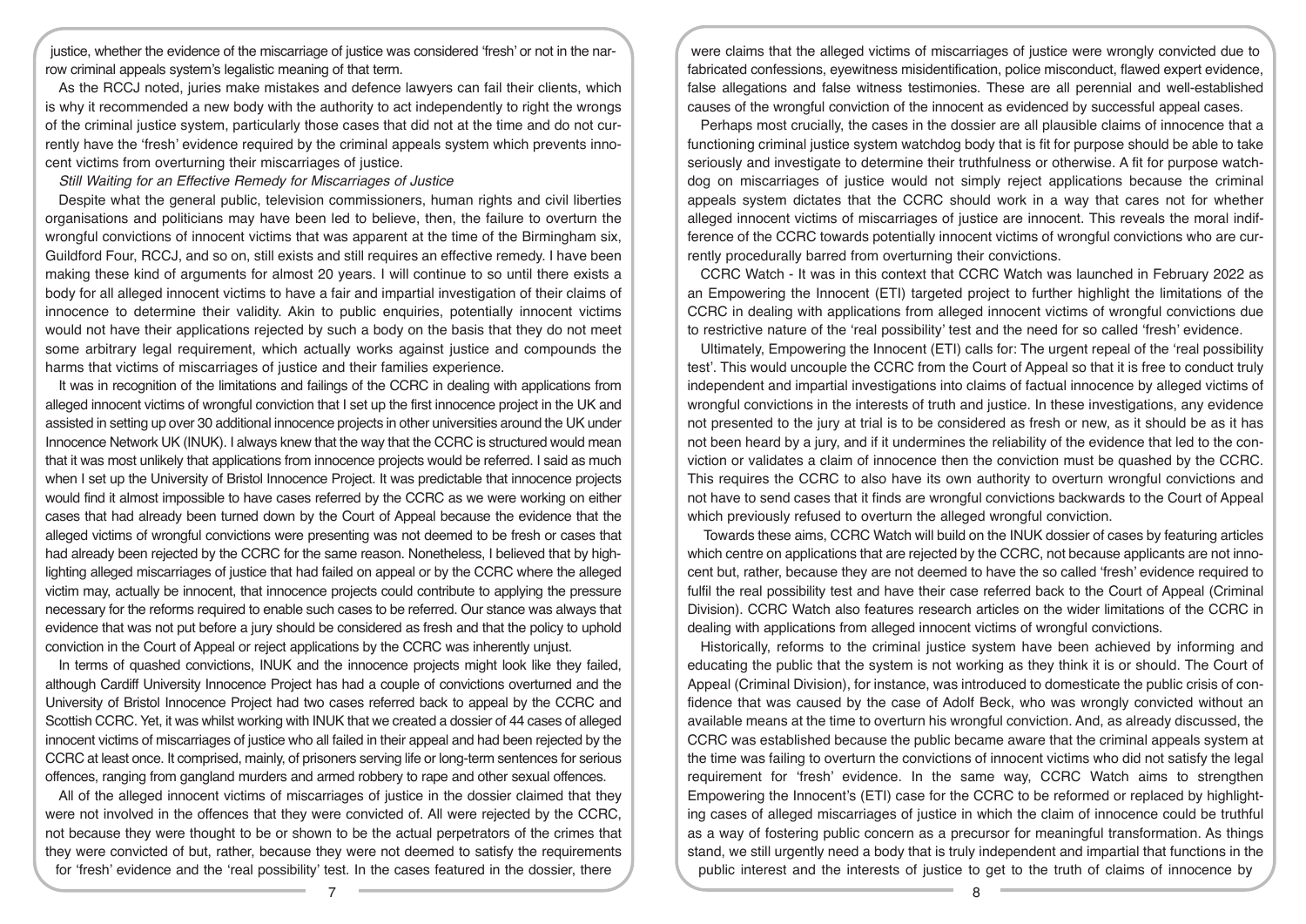justice, whether the evidence of the miscarriage of justice was considered 'fresh' or not in the narrow criminal appeals system's legalistic meaning of that term.

As the RCCJ noted, juries make mistakes and defence lawyers can fail their clients, which is why it recommended a new body with the authority to act independently to right the wrongs of the criminal justice system, particularly those cases that did not at the time and do not currently have the 'fresh' evidence required by the criminal appeals system which prevents innocent victims from overturning their miscarriages of justice.

*Still Waiting for an Effective Remedy for Miscarriages of Justice*

Despite what the general public, television commissioners, human rights and civil liberties organisations and politicians may have been led to believe, then, the failure to overturn the wrongful convictions of innocent victims that was apparent at the time of the Birmingham six, Guildford Four, RCCJ, and so on, still exists and still requires an effective remedy. I have been making these kind of arguments for almost 20 years. I will continue to so until there exists a body for all alleged innocent victims to have a fair and impartial investigation of their claims of innocence to determine their validity. Akin to public enquiries, potentially innocent victims would not have their applications rejected by such a body on the basis that they do not meet some arbitrary legal requirement, which actually works against justice and compounds the harms that victims of miscarriages of justice and their families experience.

It was in recognition of the limitations and failings of the CCRC in dealing with applications from alleged innocent victims of wrongful conviction that I set up the first innocence project in the UK and assisted in setting up over 30 additional innocence projects in other universities around the UK under Innocence Network UK (INUK). I always knew that the way that the CCRC is structured would mean that it was most unlikely that applications from innocence projects would be referred. I said as much when I set up the University of Bristol Innocence Project. It was predictable that innocence projects would find it almost impossible to have cases referred by the CCRC as we were working on either cases that had already been turned down by the Court of Appeal because the evidence that the alleged victims of wrongful convictions were presenting was not deemed to be fresh or cases that had already been rejected by the CCRC for the same reason. Nonetheless, I believed that by highlighting alleged miscarriages of justice that had failed on appeal or by the CCRC where the alleged victim may, actually be innocent, that innocence projects could contribute to applying the pressure necessary for the reforms required to enable such cases to be referred. Our stance was always that evidence that was not put before a jury should be considered as fresh and that the policy to uphold conviction in the Court of Appeal or reject applications by the CCRC was inherently unjust.

In terms of quashed convictions, INUK and the innocence projects might look like they failed, although Cardiff University Innocence Project has had a couple of convictions overturned and the University of Bristol Innocence Project had two cases referred back to appeal by the CCRC and Scottish CCRC. Yet, it was whilst working with INUK that we created a dossier of 44 cases of alleged innocent victims of miscarriages of justice who all failed in their appeal and had been rejected by the CCRC at least once. It comprised, mainly, of prisoners serving life or long-term sentences for serious offences, ranging from gangland murders and armed robbery to rape and other sexual offences.

All of the alleged innocent victims of miscarriages of justice in the dossier claimed that they were not involved in the offences that they were convicted of. All were rejected by the CCRC, not because they were thought to be or shown to be the actual perpetrators of the crimes that they were convicted of but, rather, because they were not deemed to satisfy the requirements for 'fresh' evidence and the 'real possibility' test. In the cases featured in the dossier, there were claims that the alleged victims of miscarriages of justice were wrongly convicted due to fabricated confessions, eyewitness misidentification, police misconduct, flawed expert evidence, false allegations and false witness testimonies. These are all perennial and well-established causes of the wrongful conviction of the innocent as evidenced by successful appeal cases.

Perhaps most crucially, the cases in the dossier are all plausible claims of innocence that a functioning criminal justice system watchdog body that is fit for purpose should be able to take seriously and investigate to determine their truthfulness or otherwise. A fit for purpose watchdog on miscarriages of justice would not simply reject applications because the criminal appeals system dictates that the CCRC should work in a way that cares not for whether alleged innocent victims of miscarriages of justice are innocent. This reveals the moral indifference of the CCRC towards potentially innocent victims of wrongful convictions who are currently procedurally barred from overturning their convictions.

CCRC Watch - It was in this context that CCRC Watch was launched in February 2022 as an Empowering the Innocent (ETI) targeted project to further highlight the limitations of the CCRC in dealing with applications from alleged innocent victims of wrongful convictions due to restrictive nature of the 'real possibility' test and the need for so called 'fresh' evidence.

Ultimately, Empowering the Innocent (ETI) calls for: The urgent repeal of the 'real possibility test'. This would uncouple the CCRC from the Court of Appeal so that it is free to conduct truly independent and impartial investigations into claims of factual innocence by alleged victims of wrongful convictions in the interests of truth and justice. In these investigations, any evidence not presented to the jury at trial is to be considered as fresh or new, as it should be as it has not been heard by a jury, and if it undermines the reliability of the evidence that led to the conviction or validates a claim of innocence then the conviction must be quashed by the CCRC. This requires the CCRC to also have its own authority to overturn wrongful convictions and not have to send cases that it finds are wrongful convictions backwards to the Court of Appeal which previously refused to overturn the alleged wrongful conviction.

Towards these aims, CCRC Watch will build on the INUK dossier of cases by featuring articles which centre on applications that are rejected by the CCRC, not because applicants are not innocent but, rather, because they are not deemed to have the so called 'fresh' evidence required to fulfil the real possibility test and have their case referred back to the Court of Appeal (Criminal Division). CCRC Watch also features research articles on the wider limitations of the CCRC in dealing with applications from alleged innocent victims of wrongful convictions.

Historically, reforms to the criminal justice system have been achieved by informing and educating the public that the system is not working as they think it is or should. The Court of Appeal (Criminal Division), for instance, was introduced to domesticate the public crisis of confidence that was caused by the case of Adolf Beck, who was wrongly convicted without an available means at the time to overturn his wrongful conviction. And, as already discussed, the CCRC was established because the public became aware that the criminal appeals system at the time was failing to overturn the convictions of innocent victims who did not satisfy the legal requirement for 'fresh' evidence. In the same way, CCRC Watch aims to strengthen Empowering the Innocent's (ETI) case for the CCRC to be reformed or replaced by highlighting cases of alleged miscarriages of justice in which the claim of innocence could be truthful as a way of fostering public concern as a precursor for meaningful transformation. As things stand, we still urgently need a body that is truly independent and impartial that functions in the public interest and the interests of justice to get to the truth of claims of innocence by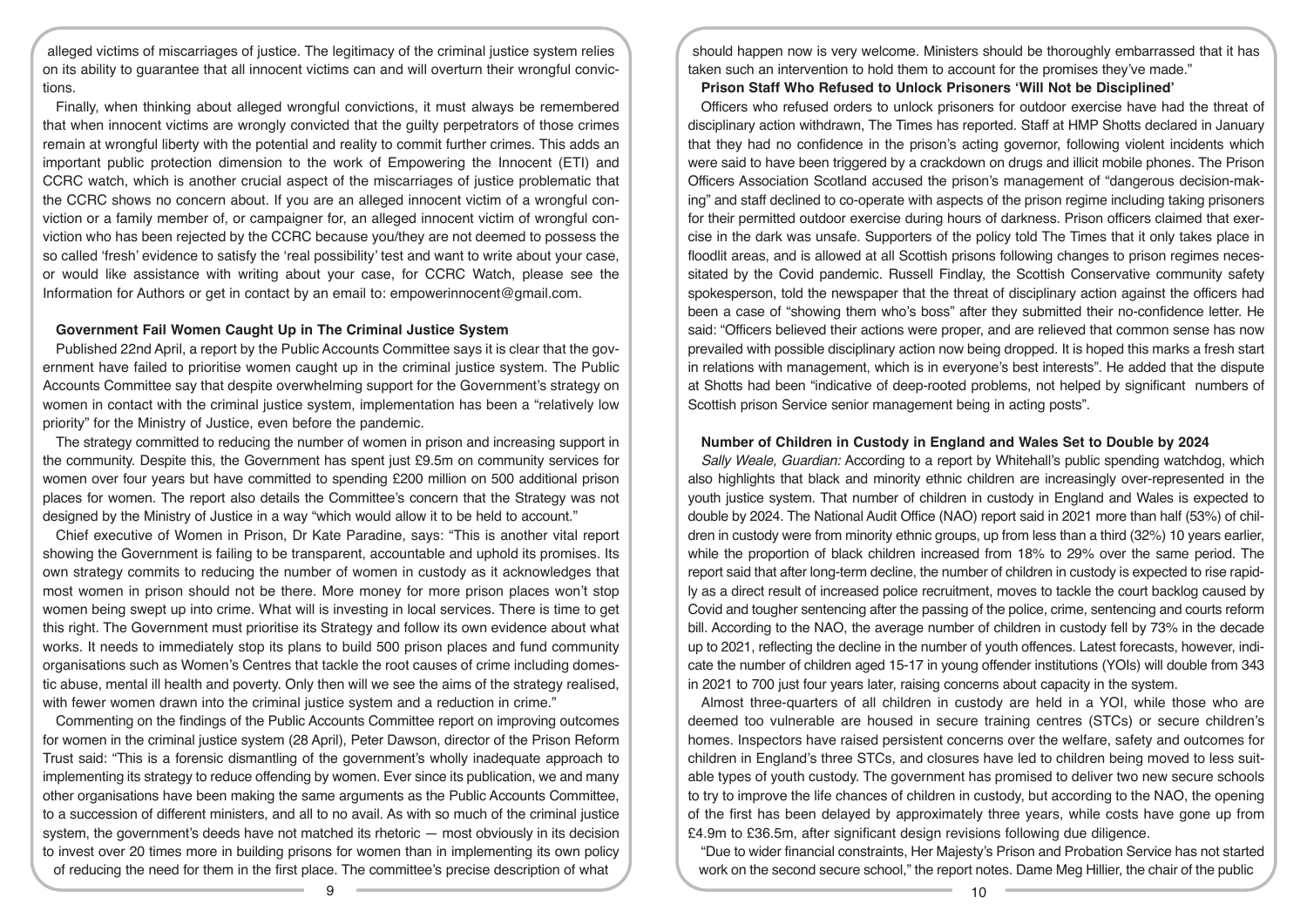alleged victims of miscarriages of justice. The legitimacy of the criminal justice system relies on its ability to guarantee that all innocent victims can and will overturn their wrongful convictions.

Finally, when thinking about alleged wrongful convictions, it must always be remembered that when innocent victims are wrongly convicted that the guilty perpetrators of those crimes remain at wrongful liberty with the potential and reality to commit further crimes. This adds an important public protection dimension to the work of Empowering the Innocent (ETI) and CCRC watch, which is another crucial aspect of the miscarriages of justice problematic that the CCRC shows no concern about. If you are an alleged innocent victim of a wrongful conviction or a family member of, or campaigner for, an alleged innocent victim of wrongful conviction who has been rejected by the CCRC because you/they are not deemed to possess the so called 'fresh' evidence to satisfy the 'real possibility' test and want to write about your case, or would like assistance with writing about your case, for CCRC Watch, please see the Information for Authors or get in contact by an email to: empowerinnocent@gmail.com.

**Government Fail Women Caught Up in The Criminal Justice System**

Published 22nd April, a report by the Public Accounts Committee says it is clear that the government have failed to prioritise women caught up in the criminal justice system. The Public Accounts Committee say that despite overwhelming support for the Government's strategy on women in contact with the criminal justice system, implementation has been a "relatively low priority" for the Ministry of Justice, even before the pandemic.

The strategy committed to reducing the number of women in prison and increasing support in the community. Despite this, the Government has spent just £9.5m on community services for women over four years but have committed to spending £200 million on 500 additional prison places for women. The report also details the Committee's concern that the Strategy was not designed by the Ministry of Justice in a way "which would allow it to be held to account."

Chief executive of Women in Prison, Dr Kate Paradine, says: "This is another vital report showing the Government is failing to be transparent, accountable and uphold its promises. Its own strategy commits to reducing the number of women in custody as it acknowledges that most women in prison should not be there. More money for more prison places won't stop women being swept up into crime. What will is investing in local services. There is time to get this right. The Government must prioritise its Strategy and follow its own evidence about what works. It needs to immediately stop its plans to build 500 prison places and fund community organisations such as Women's Centres that tackle the root causes of crime including domestic abuse, mental ill health and poverty. Only then will we see the aims of the strategy realised, with fewer women drawn into the criminal justice system and a reduction in crime."

Commenting on the findings of the Public Accounts Committee report on improving outcomes for women in the criminal justice system (28 April), Peter Dawson, director of the Prison Reform Trust said: "This is a forensic dismantling of the government's wholly inadequate approach to implementing its strategy to reduce offending by women. Ever since its publication, we and many other organisations have been making the same arguments as the Public Accounts Committee, to a succession of different ministers, and all to no avail. As with so much of the criminal justice system, the government's deeds have not matched its rhetoric — most obviously in its decision to invest over 20 times more in building prisons for women than in implementing its own policy of reducing the need for them in the first place. The committee's precise description of what should happen now is very welcome. Ministers should be thoroughly embarrassed that it has taken such an intervention to hold them to account for the promises they've made."

**Prison Staff Who Refused to Unlock Prisoners 'Will Not be Disciplined'**

Officers who refused orders to unlock prisoners for outdoor exercise have had the threat of disciplinary action withdrawn, The Times has reported. Staff at HMP Shotts declared in January that they had no confidence in the prison's acting governor, following violent incidents which were said to have been triggered by a crackdown on drugs and illicit mobile phones. The Prison Officers Association Scotland accused the prison's management of "dangerous decision-making" and staff declined to co-operate with aspects of the prison regime including taking prisoners for their permitted outdoor exercise during hours of darkness. Prison officers claimed that exercise in the dark was unsafe. Supporters of the policy told The Times that it only takes place in floodlit areas, and is allowed at all Scottish prisons following changes to prison regimes necessitated by the Covid pandemic. Russell Findlay, the Scottish Conservative community safety spokesperson, told the newspaper that the threat of disciplinary action against the officers had been a case of "showing them who's boss" after they submitted their no-confidence letter. He said: "Officers believed their actions were proper, and are relieved that common sense has now prevailed with possible disciplinary action now being dropped. It is hoped this marks a fresh start in relations with management, which is in everyone's best interests". He added that the dispute at Shotts had been "indicative of deep-rooted problems, not helped by significant numbers of Scottish prison Service senior management being in acting posts".

**Number of Children in Custody in England and Wales Set to Double by 2024**

*Sally Weale, Guardian:* According to a report by Whitehall's public spending watchdog, which also highlights that black and minority ethnic children are increasingly over-represented in the youth justice system. That number of children in custody in England and Wales is expected to double by 2024. The National Audit Office (NAO) report said in 2021 more than half (53%) of children in custody were from minority ethnic groups, up from less than a third (32%) 10 years earlier, while the proportion of black children increased from 18% to 29% over the same period. The report said that after long-term decline, the number of children in custody is expected to rise rapidly as a direct result of increased police recruitment, moves to tackle the court backlog caused by Covid and tougher sentencing after the passing of the police, crime, sentencing and courts reform bill. According to the NAO, the average number of children in custody fell by 73% in the decade up to 2021, reflecting the decline in the number of youth offences. Latest forecasts, however, indicate the number of children aged 15-17 in young offender institutions (YOIs) will double from 343 in 2021 to 700 just four years later, raising concerns about capacity in the system.

Almost three-quarters of all children in custody are held in a YOI, while those who are deemed too vulnerable are housed in secure training centres (STCs) or secure children's homes. Inspectors have raised persistent concerns over the welfare, safety and outcomes for children in England's three STCs, and closures have led to children being moved to less suitable types of youth custody. The government has promised to deliver two new secure schools to try to improve the life chances of children in custody, but according to the NAO, the opening of the first has been delayed by approximately three years, while costs have gone up from £4.9m to £36.5m, after significant design revisions following due diligence.

"Due to wider financial constraints, Her Majesty's Prison and Probation Service has not started work on the second secure school," the report notes. Dame Meg Hillier, the chair of the public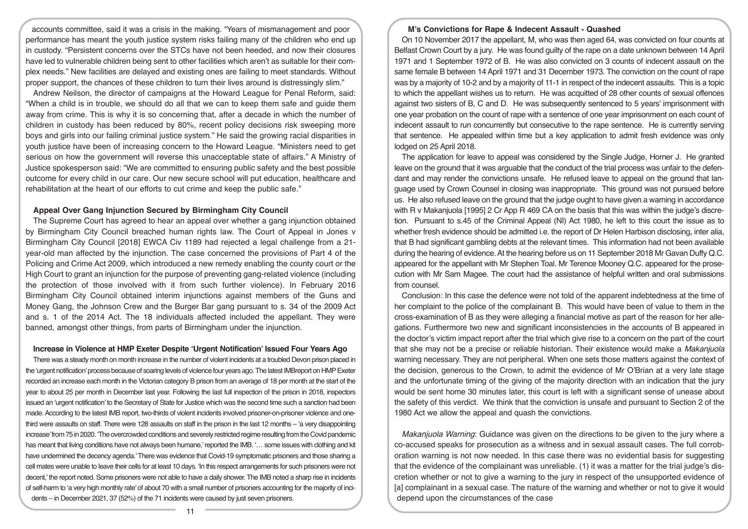accounts committee, said it was a crisis in the making. "Years of mismanagement and poor performance has meant the youth justice system risks failing many of the children who end up in custody. "Persistent concerns over the STCs have not been heeded, and now their closures have led to vulnerable children being sent to other facilities which aren't as suitable for their complex needs." New facilities are delayed and existing ones are failing to meet standards. Without proper support, the chances of these children to turn their lives around is distressingly slim."

Andrew Neilson, the director of campaigns at the Howard League for Penal Reform, said: "When a child is in trouble, we should do all that we can to keep them safe and guide them away from crime. This is why it is so concerning that, after a decade in which the number of children in custody has been reduced by 80%, recent policy decisions risk sweeping more boys and girls into our failing criminal justice system." He said the growing racial disparities in youth justice have been of increasing concern to the Howard League. "Ministers need to get serious on how the government will reverse this unacceptable state of affairs." A Ministry of Justice spokesperson said: "We are committed to ensuring public safety and the best possible outcome for every child in our care. Our new secure school will put education, healthcare and rehabilitation at the heart of our efforts to cut crime and keep the public safe."

### Appeal Over Gang Injunction Secured by Birmingham City Council

The Supreme Court has agreed to hear an appeal over whether a gang injunction obtained by Birmingham City Council breached human rights law. The Court of Appeal in Jones v Birmingham City Council [2018] EWCA Civ 1189 had rejected a legal challenge from a 21-year-old man affected by the injunction. The case concerned the provisions of Part 4 of the Policing and Crime Act 2009, which introduced a new remedy enabling the county court or the High Court to grant an injunction for the purpose of preventing gang-related violence (including the protection of those involved with it from such further violence). In February 2016 Birmingham City Council obtained interim injunctions against members of the Guns and Money Gang, the Johnson Crew and the Burger Bar gang pursuant to s. 34 of the 2009 Act and s. 1 of the 2014 Act. The 18 individuals affected included the appellant. They were banned, amongst other things, from parts of Birmingham under the injunction.

### Increase in Violence at HMP Exeter Despite 'Urgent Notification' Issued Four Years Ago

There was a steady month on month increase in the number of violent incidents at a troubled Devon prison placed in the 'urgent notification' process because of soaring levels of violence four years ago. The latest IMBreport on HMP Exeter recorded an increase each month in the Victorian category B prison from an average of 18 per month at the start of the year to about 25 per month in December last year. Following the last full inspection of the prison in 2018, inspectors issued an 'urgent notification' to the Secretary of State for Justice which was the second time such a sanction had been made. According to the latest IMB report, two-thirds of violent incidents involved prisoner-on-prisoner violence and one-third were assaults on staff. There were 128 assaults on staff in the prison in the last 12 months – 'a very disappointing increase' from 75 in 2020. 'The overcrowded conditions and severely restricted regime resulting from the Covid pandemic has meant that living conditions have not always been humane,' reported the IMB. '… some issues with clothing and kit have undermined the decency agenda.' There was evidence that Covid-19 symptomatic prisoners and those sharing a cell mates were unable to leave their cells for at least 10 days. 'In this respect arrangements for such prisoners were not decent,' the report noted. Some prisoners were not able to have a daily shower. The IMB noted a sharp rise in incidents of self-harm to 'a very high monthly rate' of about 70 with a small number of prisoners accounting for the majority of incidents – in December 2021, 37 (52%) of the 71 incidents were caused by just seven prisoners.

### M's Convictions for Rape & Indecent Assault - Quashed

On 10 November 2017 the appellant, M, who was then aged 64, was convicted on four counts at Belfast Crown Court by a jury. He was found guilty of the rape on a date unknown between 14 April 1971 and 1 September 1972 of B. He was also convicted on 3 counts of indecent assault on the same female B between 14 April 1971 and 31 December 1973. The conviction on the count of rape was by a majority of 10-2 and by a majority of 11-1 in respect of the indecent assaults. This is a topic to which the appellant wishes us to return. He was acquitted of 28 other counts of sexual offences against two sisters of B, C and D. He was subsequently sentenced to 5 years' imprisonment with one year probation on the count of rape with a sentence of one year imprisonment on each count of indecent assault to run concurrently but consecutive to the rape sentence. He is currently serving that sentence. He appealed within time but a key application to admit fresh evidence was only lodged on 25 April 2018.

The application for leave to appeal was considered by the Single Judge, Horner J. He granted leave on the ground that it was arguable that the conduct of the trial process was unfair to the defendant and may render the convictions unsafe. He refused leave to appeal on the ground that language used by Crown Counsel in closing was inappropriate. This ground was not pursued before us. He also refused leave on the ground that the judge ought to have given a warning in accordance with R v Makanjuola [1995] 2 Cr App R 469 CA on the basis that this was within the judge's discretion. Pursuant to s.45 of the Criminal Appeal (NI) Act 1980, he left to this court the issue as to whether fresh evidence should be admitted i.e. the report of Dr Helen Harbison disclosing, inter alia, that B had significant gambling debts at the relevant times. This information had not been available during the hearing of evidence. At the hearing before us on 11 September 2018 Mr Gavan Duffy Q.C. appeared for the appellant with Mr Stephen Toal. Mr Terence Mooney Q.C. appeared for the prosecution with Mr Sam Magee. The court had the assistance of helpful written and oral submissions from counsel.

Conclusion: In this case the defence were not told of the apparent indebtedness at the time of her complaint to the police of the complainant B. This would have been of value to them in the cross-examination of B as they were alleging a financial motive as part of the reason for her allegations. Furthermore two new and significant inconsistencies in the accounts of B appeared in the doctor's victim impact report after the trial which give rise to a concern on the part of the court that she may not be a precise or reliable historian. Their existence would make a *Makanjuola* warning necessary. They are not peripheral. When one sets those matters against the context of the decision, generous to the Crown, to admit the evidence of Mr O'Brian at a very late stage and the unfortunate timing of the giving of the majority direction with an indication that the jury would be sent home 30 minutes later, this court is left with a significant sense of unease about the safety of this verdict. We think that the conviction is unsafe and pursuant to Section 2 of the 1980 Act we allow the appeal and quash the convictions.

*Makanjuola Warning*: Guidance was given on the directions to be given to the jury where a co-accused speaks for prosecution as a witness and in sexual assault cases. The full corroboration warning is not now needed. In this case there was no evidential basis for suggesting that the evidence of the complainant was unreliable. (1) it was a matter for the trial judge's discretion whether or not to give a warning to the jury in respect of the unsupported evidence of [a] complainant in a sexual case. The nature of the warning and whether or not to give it would depend upon the circumstances of the case